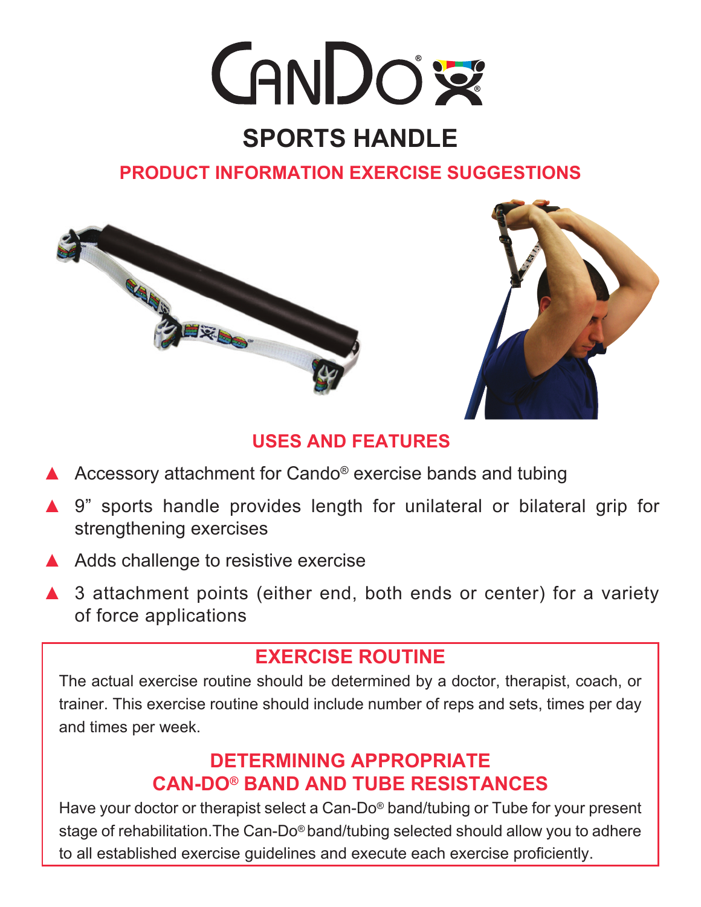# CanDo®

## SPORTS HANDLE

### PRODUCT INFORMATION EXERCISE SUGGESTIONS

### USES AND FEATURES

- Accessory attachment for Cando® exercise bands and tubing
- 9” sports handle provides length for unilateral or bilateral grip for strengthening exercises
- Adds challenge to resistive exercise
- 3 attachment points (either end, both ends or center) for a variety of force applications

### EXERCISE ROUTINE

The actual exercise routine should be determined by a doctor, therapist, coach, or trainer. This exercise routine should include number of reps and sets, times per day and times per week.

### DETERMINING APPROPRIATE CAN-DO® BAND AND TUBE RESISTANCES

Have your doctor or therapist select a Can-Do® band/tubing or Tube for your present stage of rehabilitation.The Can-Do® band/tubing selected should allow you to adhere to all established exercise guidelines and execute each exercise proficiently.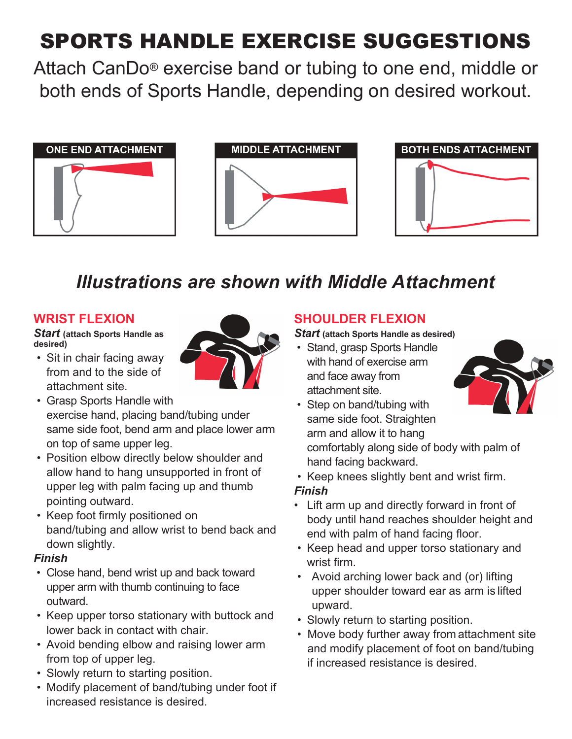# SPORTS HANDLE EXERCISE SUGGESTIONS

Attach CanDo® exercise band or tubing to one end, middle or both ends of Sports Handle, depending on desired workout.

ONE END ATTACHMENT

MIDDLE ATTACHMENT

BOTH ENDS ATTACHMENT

## *Illustrations are shown with Middle Attachment*

### WRIST FLEXION

***Start*** **(attach Sports Handle as desired)**

- Sit in chair facing away from and to the side of attachment site.
- Grasp Sports Handle with exercise hand, placing band/tubing under same side foot, bend arm and place lower arm on top of same upper leg.
- Position elbow directly below shoulder and allow hand to hang unsupported in front of upper leg with palm facing up and thumb pointing outward.
- Keep foot firmly positioned on band/tubing and allow wrist to bend back and down slightly.

***Finish***

- Close hand, bend wrist up and back toward upper arm with thumb continuing to face outward.
- Keep upper torso stationary with buttock and lower back in contact with chair.
- Avoid bending elbow and raising lower arm from top of upper leg.
- Slowly return to starting position.
- Modify placement of band/tubing under foot if increased resistance is desired.

### SHOULDER FLEXION

***Start*** **(attach Sports Handle as desired)**

- Stand, grasp Sports Handle with hand of exercise arm and face away from attachment site.
- Step on band/tubing with same side foot. Straighten arm and allow it to hang comfortably along side of body with palm of hand facing backward.
- Keep knees slightly bent and wrist firm.

***Finish***

- Lift arm up and directly forward in front of body until hand reaches shoulder height and end with palm of hand facing floor.
- Keep head and upper torso stationary and wrist firm.
- Avoid arching lower back and (or) lifting upper shoulder toward ear as arm is lifted upward.
- Slowly return to starting position.
- Move body further away from attachment site and modify placement of foot on band/tubing if increased resistance is desired.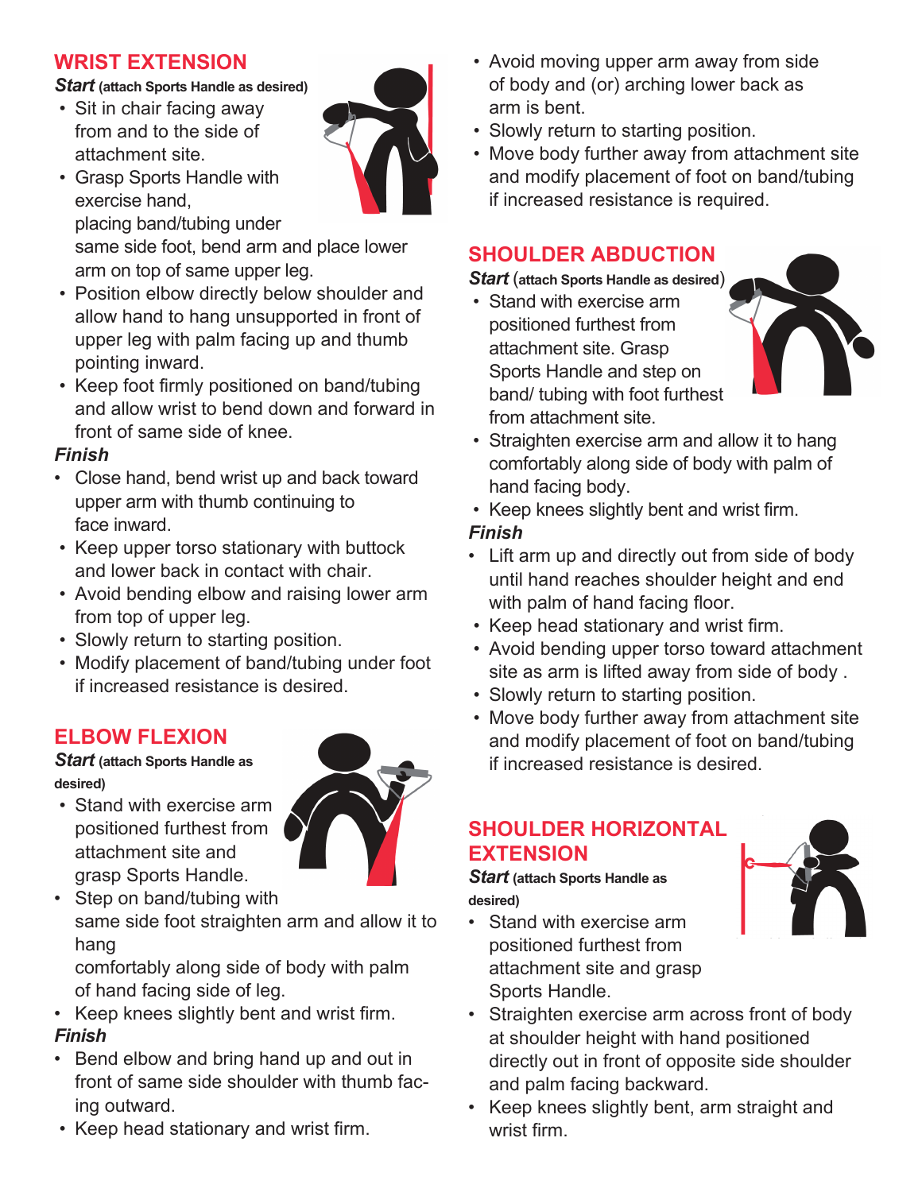## WRIST EXTENSION

***Start*** **(attach Sports Handle as desired)**

- Sit in chair facing away from and to the side of attachment site.
- Grasp Sports Handle with exercise hand, placing band/tubing under same side foot, bend arm and place lower arm on top of same upper leg.
- Position elbow directly below shoulder and allow hand to hang unsupported in front of upper leg with palm facing up and thumb pointing inward.
- Keep foot firmly positioned on band/tubing and allow wrist to bend down and forward in front of same side of knee.

***Finish***

- Close hand, bend wrist up and back toward upper arm with thumb continuing to face inward.
- Keep upper torso stationary with buttock and lower back in contact with chair.
- Avoid bending elbow and raising lower arm from top of upper leg.
- Slowly return to starting position.
- Modify placement of band/tubing under foot if increased resistance is desired.

## ELBOW FLEXION

***Start*** **(attach Sports Handle as desired)**

- Stand with exercise arm positioned furthest from attachment site and grasp Sports Handle.
- Step on band/tubing with same side foot straighten arm and allow it to hang comfortably along side of body with palm of hand facing side of leg.
- Keep knees slightly bent and wrist firm.

***Finish***

- Bend elbow and bring hand up and out in front of same side shoulder with thumb facing outward.
- Keep head stationary and wrist firm.
- Avoid moving upper arm away from side of body and (or) arching lower back as arm is bent.
- Slowly return to starting position.
- Move body further away from attachment site and modify placement of foot on band/tubing if increased resistance is required.

## SHOULDER ABDUCTION

***Start*** (**attach Sports Handle as desired**)

- Stand with exercise arm positioned furthest from attachment site. Grasp Sports Handle and step on band/ tubing with foot furthest from attachment site.
- Straighten exercise arm and allow it to hang comfortably along side of body with palm of hand facing body.
- Keep knees slightly bent and wrist firm.

***Finish***

- Lift arm up and directly out from side of body until hand reaches shoulder height and end with palm of hand facing floor.
- Keep head stationary and wrist firm.
- Avoid bending upper torso toward attachment site as arm is lifted away from side of body .
- Slowly return to starting position.
- Move body further away from attachment site and modify placement of foot on band/tubing if increased resistance is desired.

## SHOULDER HORIZONTAL EXTENSION

***Start*** **(attach Sports Handle as desired)**

- Stand with exercise arm positioned furthest from attachment site and grasp Sports Handle.
- Straighten exercise arm across front of body at shoulder height with hand positioned directly out in front of opposite side shoulder and palm facing backward.
- Keep knees slightly bent, arm straight and wrist firm.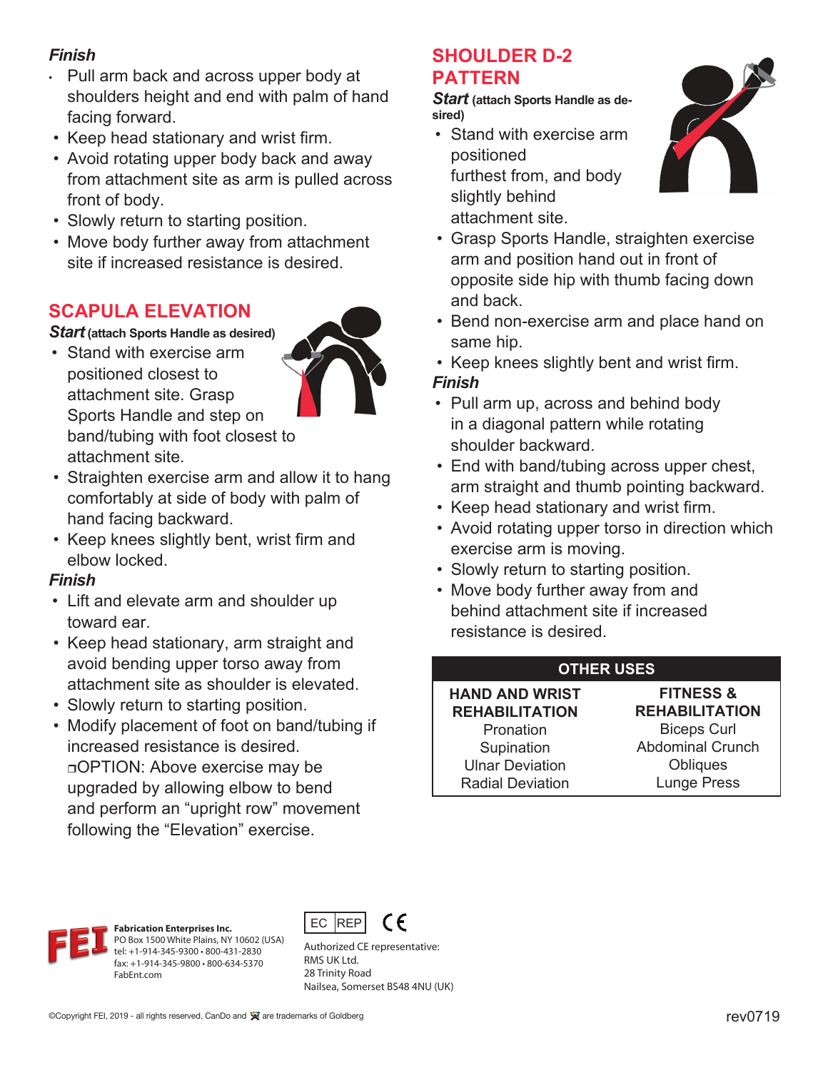***Finish***

- Pull arm back and across upper body at shoulders height and end with palm of hand facing forward.
- Keep head stationary and wrist firm.
- Avoid rotating upper body back and away from attachment site as arm is pulled across front of body.
- Slowly return to starting position.
- Move body further away from attachment site if increased resistance is desired.

## SCAPULA ELEVATION

***Start*** **(attach Sports Handle as desired)**

- Stand with exercise arm positioned closest to attachment site. Grasp Sports Handle and step on band/tubing with foot closest to attachment site.
- Straighten exercise arm and allow it to hang comfortably at side of body with palm of hand facing backward.
- Keep knees slightly bent, wrist firm and elbow locked.

***Finish***

- Lift and elevate arm and shoulder up toward ear.
- Keep head stationary, arm straight and avoid bending upper torso away from attachment site as shoulder is elevated.
- Slowly return to starting position.
- Modify placement of foot on band/tubing if increased resistance is desired. ❑OPTION: Above exercise may be upgraded by allowing elbow to bend and perform an "upright row" movement following the "Elevation" exercise.

## SHOULDER D-2 PATTERN

***Start*** **(attach Sports Handle as desired)**

- Stand with exercise arm positioned furthest from, and body slightly behind attachment site.
- Grasp Sports Handle, straighten exercise arm and position hand out in front of opposite side hip with thumb facing down and back.
- Bend non-exercise arm and place hand on same hip.
- Keep knees slightly bent and wrist firm.

***Finish***

- Pull arm up, across and behind body in a diagonal pattern while rotating shoulder backward.
- End with band/tubing across upper chest, arm straight and thumb pointing backward.
- Keep head stationary and wrist firm.
- Avoid rotating upper torso in direction which exercise arm is moving.
- Slowly return to starting position.
- Move body further away from and behind attachment site if increased resistance is desired.

| OTHER USES | |
|---|---|
| **HAND AND WRIST REHABILITATION** | **FITNESS & REHABILITATION** |
| Pronation | Biceps Curl |
| Supination | Abdominal Crunch |
| Ulnar Deviation | Obliques |
| Radial Deviation | Lunge Press |

**Fabrication Enterprises Inc.**
PO Box 1500 White Plains, NY 10602 (USA)
tel: +1-914-345-9300 • 800-431-2830
fax: +1-914-345-9800 • 800-634-5370
FabEnt.com

EC REP CE

Authorized CE representative:
RMS UK Ltd.
28 Trinity Road
Nailsea, Somerset BS48 4NU (UK)

©Copyright FEI, 2019 - all rights reserved. CanDo and are trademarks of Goldberg

rev0719